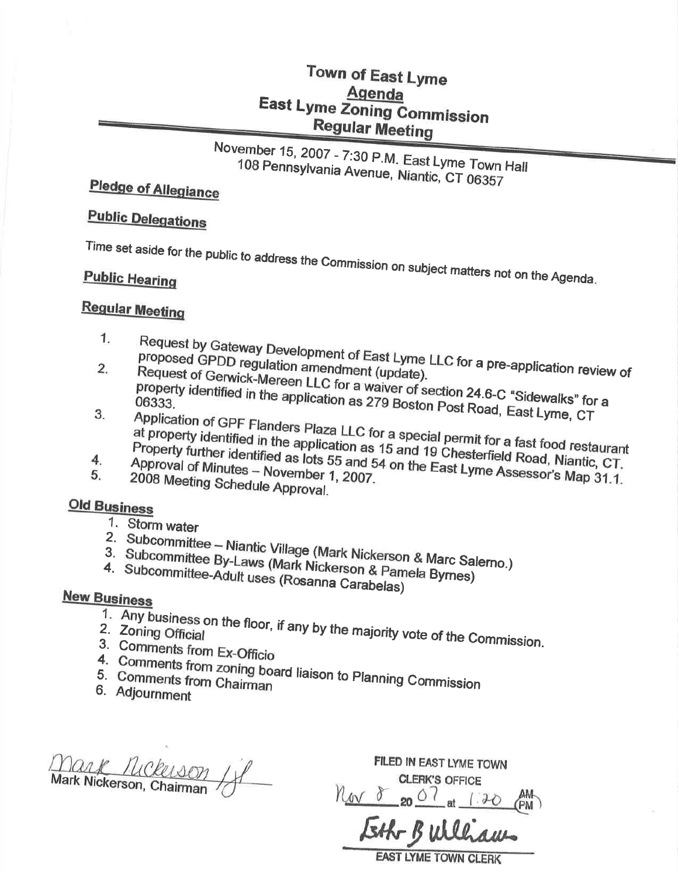# Town of East Lyme

## Agenda

## East Lyme Zoning Commission

## Regular Meeting

November 15, 2007 - 7:30 P.M. East Lyme Town Hall
108 Pennsylvania Avenue, Niantic, CT 06357

**Pledge of Allegiance**

**Public Delegations**

Time set aside for the public to address the Commission on subject matters not on the Agenda.

**Public Hearing**

**Regular Meeting**

1. Request by Gateway Development of East Lyme LLC for a pre-application review of proposed GPDD regulation amendment (update).
2. Request of Gerwick-Mereen LLC for a waiver of section 24.6-C "Sidewalks" for a property identified in the application as 279 Boston Post Road, East Lyme, CT 06333.
3. Application of GPF Flanders Plaza LLC for a special permit for a fast food restaurant at property identified in the application as 15 and 19 Chesterfield Road, Niantic, CT. Property further identified as lots 55 and 54 on the East Lyme Assessor's Map 31.1.
4. Approval of Minutes – November 1, 2007.
5. 2008 Meeting Schedule Approval.

**Old Business**

1. Storm water
2. Subcommittee – Niantic Village (Mark Nickerson & Marc Salerno.)
3. Subcommittee By-Laws (Mark Nickerson & Pamela Byrnes)
4. Subcommittee-Adult uses (Rosanna Carabelas)

**New Business**

1. Any business on the floor, if any by the majority vote of the Commission.
2. Zoning Official
3. Comments from Ex-Officio
4. Comments from zoning board liaison to Planning Commission
5. Comments from Chairman
6. Adjournment

Mark Nickerson /jf
Mark Nickerson, Chairman

FILED IN EAST LYME TOWN CLERK'S OFFICE
Nov 8 20 07 at 1:20 PM
Esther B Williams
EAST LYME TOWN CLERK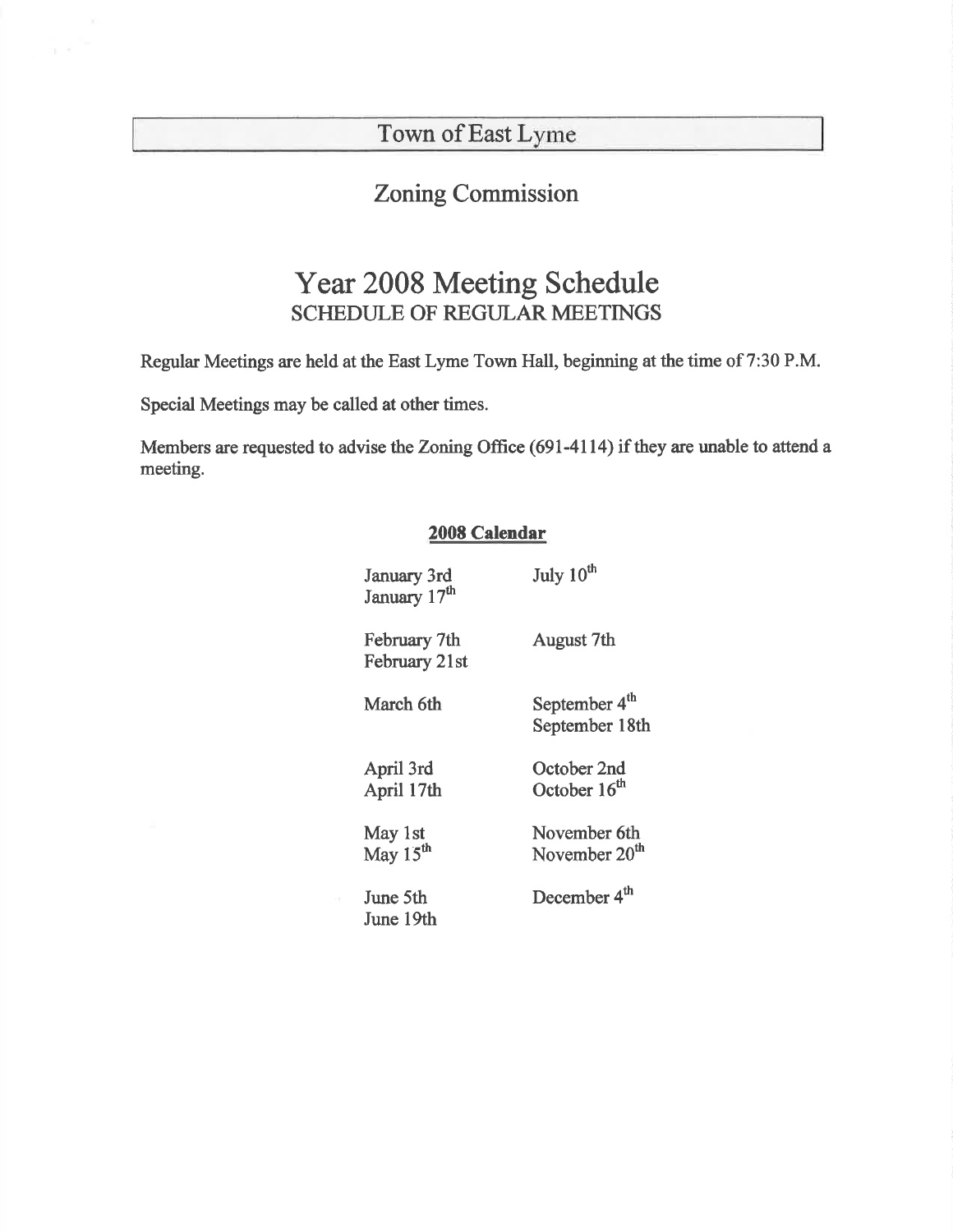# Town of East Lyme

## Zoning Commission

# Year 2008 Meeting Schedule

## SCHEDULE OF REGULAR MEETINGS

Regular Meetings are held at the East Lyme Town Hall, beginning at the time of 7:30 P.M.

Special Meetings may be called at other times.

Members are requested to advise the Zoning Office (691-4114) if they are unable to attend a meeting.

**<u>2008 Calendar</u>**

| | |
|---|---|
| January 3rd<br>January 17th | July 10th |
| February 7th<br>February 21st | August 7th |
| March 6th | September 4th<br>September 18th |
| April 3rd<br>April 17th | October 2nd<br>October 16th |
| May 1st<br>May 15th | November 6th<br>November 20th |
| June 5th<br>June 19th | December 4th |